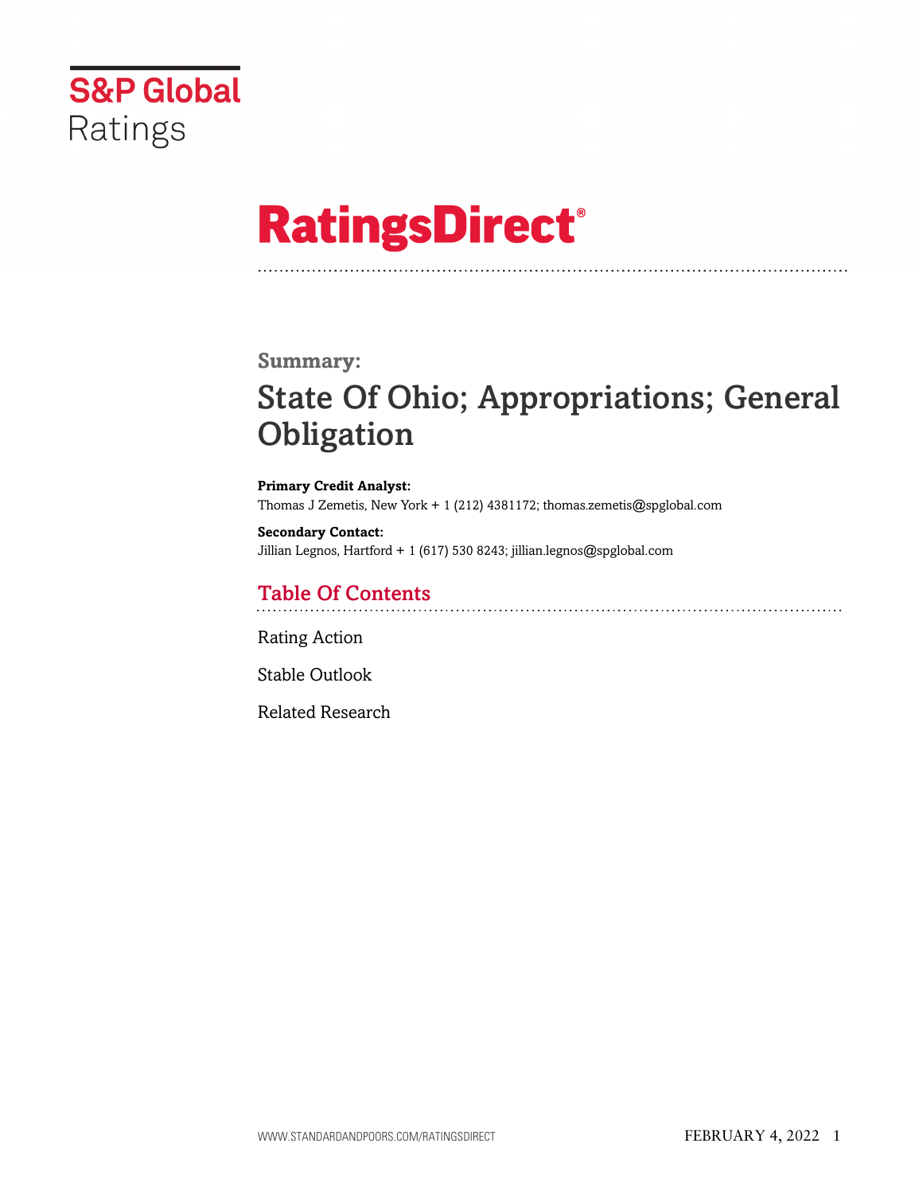S&P Global Ratings

# RatingsDirect®

**Summary:**

# State Of Ohio; Appropriations; General Obligation

**Primary Credit Analyst:**
Thomas J Zemetis, New York + 1 (212) 4381172; thomas.zemetis@spglobal.com

**Secondary Contact:**
Jillian Legnos, Hartford + 1 (617) 530 8243; jillian.legnos@spglobal.com

## Table Of Contents

Rating Action

Stable Outlook

Related Research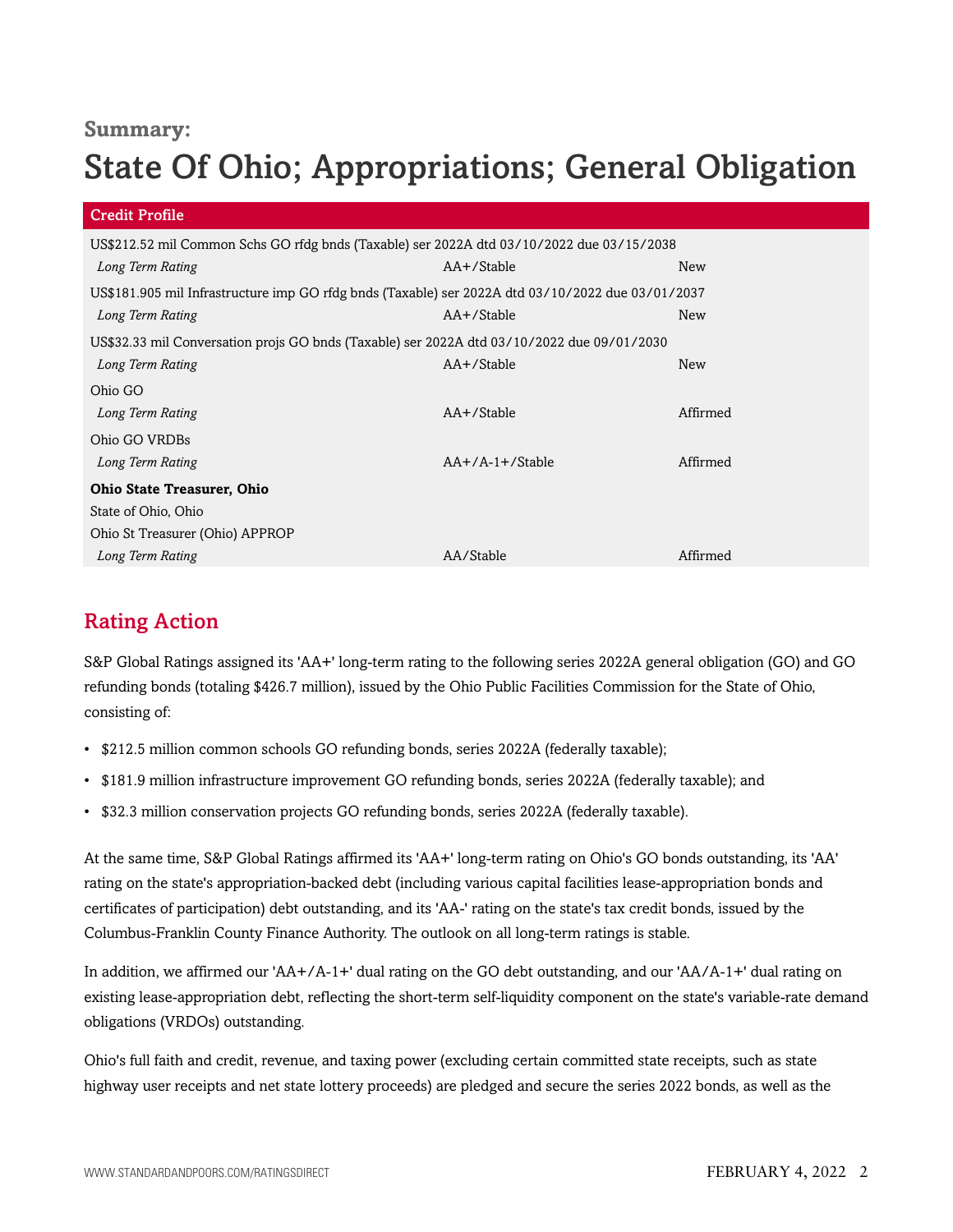## Summary:

# State Of Ohio; Appropriations; General Obligation

| Credit Profile | | |
|---|---|---|
| US$212.52 mil Common Schs GO rfdg bnds (Taxable) ser 2022A dtd 03/10/2022 due 03/15/2038 | | |
| *Long Term Rating* | AA+/Stable | New |
| US$181.905 mil Infrastructure imp GO rfdg bnds (Taxable) ser 2022A dtd 03/10/2022 due 03/01/2037 | | |
| *Long Term Rating* | AA+/Stable | New |
| US$32.33 mil Conversation projs GO bnds (Taxable) ser 2022A dtd 03/10/2022 due 09/01/2030 | | |
| *Long Term Rating* | AA+/Stable | New |
| Ohio GO | | |
| *Long Term Rating* | AA+/Stable | Affirmed |
| Ohio GO VRDBs | | |
| *Long Term Rating* | AA+/A-1+/Stable | Affirmed |
| **Ohio State Treasurer, Ohio** | | |
| State of Ohio, Ohio | | |
| Ohio St Treasurer (Ohio) APPROP | | |
| *Long Term Rating* | AA/Stable | Affirmed |

## Rating Action

S&P Global Ratings assigned its 'AA+' long-term rating to the following series 2022A general obligation (GO) and GO refunding bonds (totaling $426.7 million), issued by the Ohio Public Facilities Commission for the State of Ohio, consisting of:

- $212.5 million common schools GO refunding bonds, series 2022A (federally taxable);
- $181.9 million infrastructure improvement GO refunding bonds, series 2022A (federally taxable); and
- $32.3 million conservation projects GO refunding bonds, series 2022A (federally taxable).

At the same time, S&P Global Ratings affirmed its 'AA+' long-term rating on Ohio's GO bonds outstanding, its 'AA' rating on the state's appropriation-backed debt (including various capital facilities lease-appropriation bonds and certificates of participation) debt outstanding, and its 'AA-' rating on the state's tax credit bonds, issued by the Columbus-Franklin County Finance Authority. The outlook on all long-term ratings is stable.

In addition, we affirmed our 'AA+/A-1+' dual rating on the GO debt outstanding, and our 'AA/A-1+' dual rating on existing lease-appropriation debt, reflecting the short-term self-liquidity component on the state's variable-rate demand obligations (VRDOs) outstanding.

Ohio's full faith and credit, revenue, and taxing power (excluding certain committed state receipts, such as state highway user receipts and net state lottery proceeds) are pledged and secure the series 2022 bonds, as well as the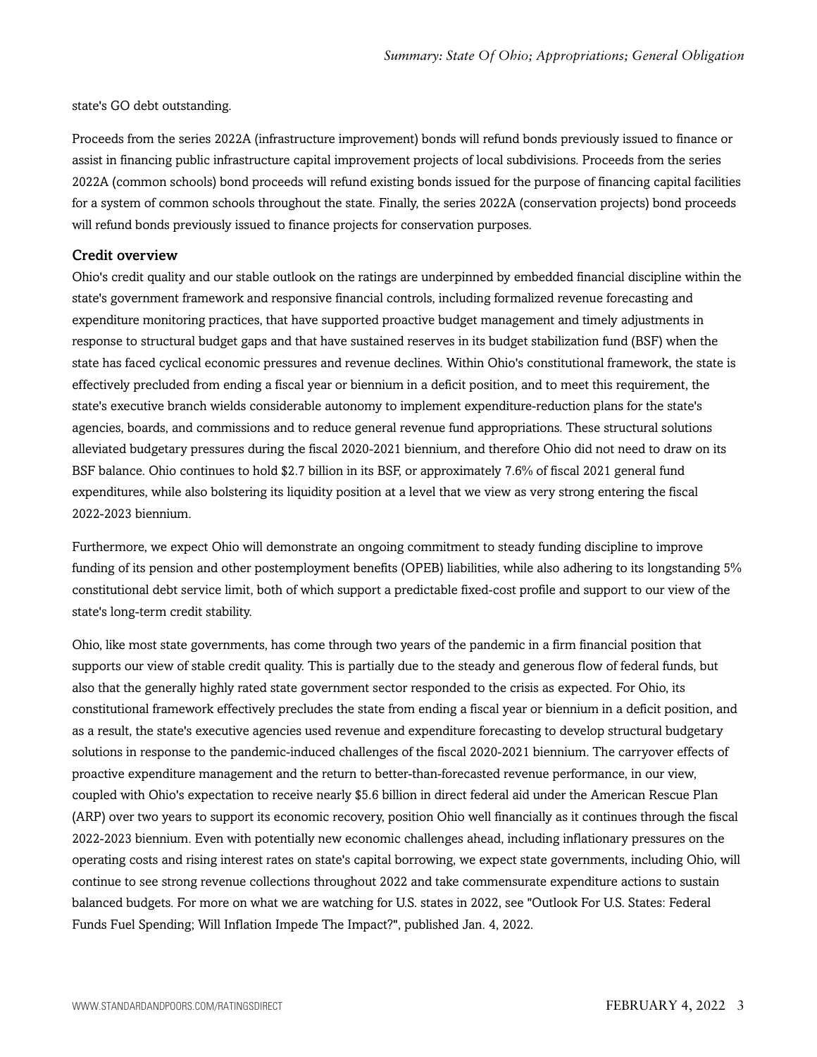state's GO debt outstanding.

Proceeds from the series 2022A (infrastructure improvement) bonds will refund bonds previously issued to finance or assist in financing public infrastructure capital improvement projects of local subdivisions. Proceeds from the series 2022A (common schools) bond proceeds will refund existing bonds issued for the purpose of financing capital facilities for a system of common schools throughout the state. Finally, the series 2022A (conservation projects) bond proceeds will refund bonds previously issued to finance projects for conservation purposes.

## Credit overview

Ohio's credit quality and our stable outlook on the ratings are underpinned by embedded financial discipline within the state's government framework and responsive financial controls, including formalized revenue forecasting and expenditure monitoring practices, that have supported proactive budget management and timely adjustments in response to structural budget gaps and that have sustained reserves in its budget stabilization fund (BSF) when the state has faced cyclical economic pressures and revenue declines. Within Ohio's constitutional framework, the state is effectively precluded from ending a fiscal year or biennium in a deficit position, and to meet this requirement, the state's executive branch wields considerable autonomy to implement expenditure-reduction plans for the state's agencies, boards, and commissions and to reduce general revenue fund appropriations. These structural solutions alleviated budgetary pressures during the fiscal 2020-2021 biennium, and therefore Ohio did not need to draw on its BSF balance. Ohio continues to hold $2.7 billion in its BSF, or approximately 7.6% of fiscal 2021 general fund expenditures, while also bolstering its liquidity position at a level that we view as very strong entering the fiscal 2022-2023 biennium.

Furthermore, we expect Ohio will demonstrate an ongoing commitment to steady funding discipline to improve funding of its pension and other postemployment benefits (OPEB) liabilities, while also adhering to its longstanding 5% constitutional debt service limit, both of which support a predictable fixed-cost profile and support to our view of the state's long-term credit stability.

Ohio, like most state governments, has come through two years of the pandemic in a firm financial position that supports our view of stable credit quality. This is partially due to the steady and generous flow of federal funds, but also that the generally highly rated state government sector responded to the crisis as expected. For Ohio, its constitutional framework effectively precludes the state from ending a fiscal year or biennium in a deficit position, and as a result, the state's executive agencies used revenue and expenditure forecasting to develop structural budgetary solutions in response to the pandemic-induced challenges of the fiscal 2020-2021 biennium. The carryover effects of proactive expenditure management and the return to better-than-forecasted revenue performance, in our view, coupled with Ohio's expectation to receive nearly $5.6 billion in direct federal aid under the American Rescue Plan (ARP) over two years to support its economic recovery, position Ohio well financially as it continues through the fiscal 2022-2023 biennium. Even with potentially new economic challenges ahead, including inflationary pressures on the operating costs and rising interest rates on state's capital borrowing, we expect state governments, including Ohio, will continue to see strong revenue collections throughout 2022 and take commensurate expenditure actions to sustain balanced budgets. For more on what we are watching for U.S. states in 2022, see "Outlook For U.S. States: Federal Funds Fuel Spending; Will Inflation Impede The Impact?", published Jan. 4, 2022.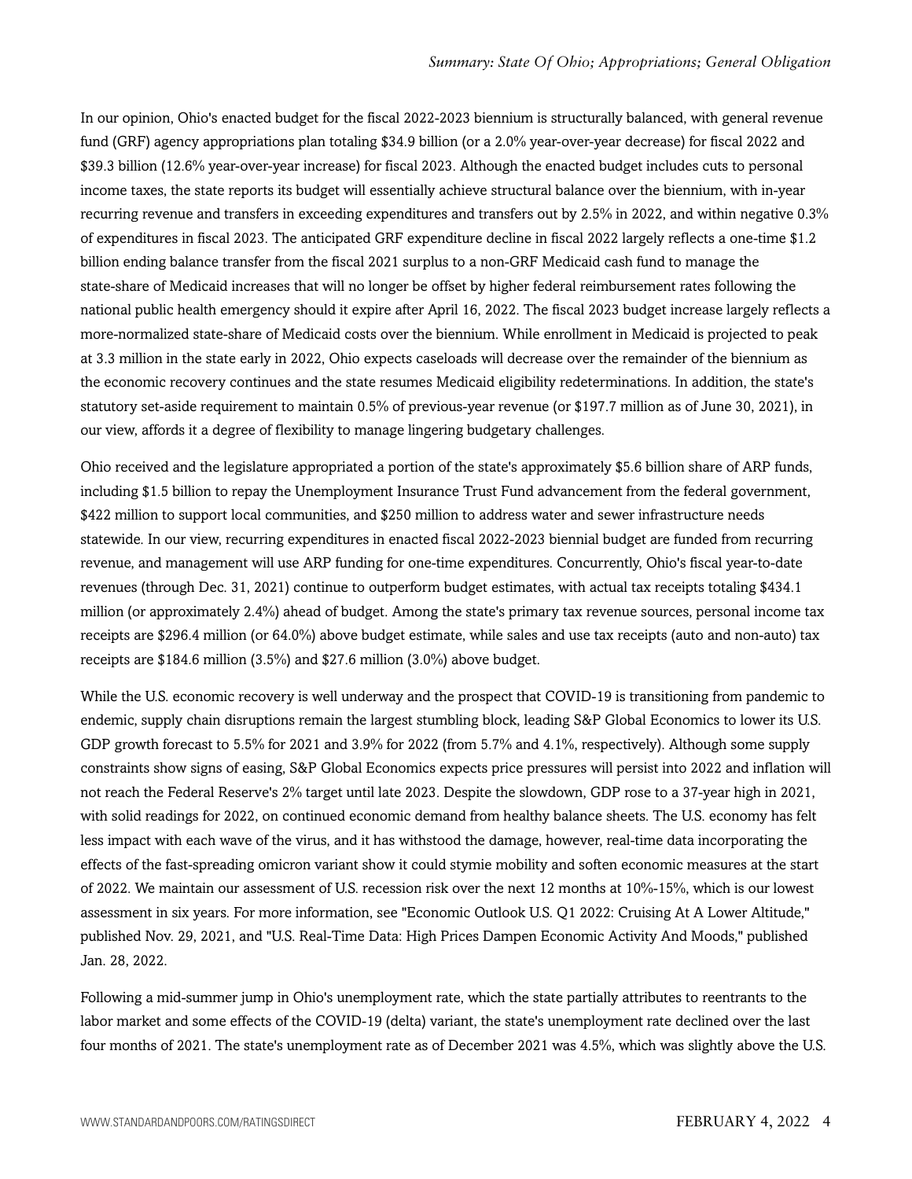In our opinion, Ohio's enacted budget for the fiscal 2022-2023 biennium is structurally balanced, with general revenue fund (GRF) agency appropriations plan totaling $34.9 billion (or a 2.0% year-over-year decrease) for fiscal 2022 and $39.3 billion (12.6% year-over-year increase) for fiscal 2023. Although the enacted budget includes cuts to personal income taxes, the state reports its budget will essentially achieve structural balance over the biennium, with in-year recurring revenue and transfers in exceeding expenditures and transfers out by 2.5% in 2022, and within negative 0.3% of expenditures in fiscal 2023. The anticipated GRF expenditure decline in fiscal 2022 largely reflects a one-time $1.2 billion ending balance transfer from the fiscal 2021 surplus to a non-GRF Medicaid cash fund to manage the state-share of Medicaid increases that will no longer be offset by higher federal reimbursement rates following the national public health emergency should it expire after April 16, 2022. The fiscal 2023 budget increase largely reflects a more-normalized state-share of Medicaid costs over the biennium. While enrollment in Medicaid is projected to peak at 3.3 million in the state early in 2022, Ohio expects caseloads will decrease over the remainder of the biennium as the economic recovery continues and the state resumes Medicaid eligibility redeterminations. In addition, the state's statutory set-aside requirement to maintain 0.5% of previous-year revenue (or $197.7 million as of June 30, 2021), in our view, affords it a degree of flexibility to manage lingering budgetary challenges.

Ohio received and the legislature appropriated a portion of the state's approximately $5.6 billion share of ARP funds, including $1.5 billion to repay the Unemployment Insurance Trust Fund advancement from the federal government, $422 million to support local communities, and $250 million to address water and sewer infrastructure needs statewide. In our view, recurring expenditures in enacted fiscal 2022-2023 biennial budget are funded from recurring revenue, and management will use ARP funding for one-time expenditures. Concurrently, Ohio's fiscal year-to-date revenues (through Dec. 31, 2021) continue to outperform budget estimates, with actual tax receipts totaling $434.1 million (or approximately 2.4%) ahead of budget. Among the state's primary tax revenue sources, personal income tax receipts are $296.4 million (or 64.0%) above budget estimate, while sales and use tax receipts (auto and non-auto) tax receipts are $184.6 million (3.5%) and $27.6 million (3.0%) above budget.

While the U.S. economic recovery is well underway and the prospect that COVID-19 is transitioning from pandemic to endemic, supply chain disruptions remain the largest stumbling block, leading S&P Global Economics to lower its U.S. GDP growth forecast to 5.5% for 2021 and 3.9% for 2022 (from 5.7% and 4.1%, respectively). Although some supply constraints show signs of easing, S&P Global Economics expects price pressures will persist into 2022 and inflation will not reach the Federal Reserve's 2% target until late 2023. Despite the slowdown, GDP rose to a 37-year high in 2021, with solid readings for 2022, on continued economic demand from healthy balance sheets. The U.S. economy has felt less impact with each wave of the virus, and it has withstood the damage, however, real-time data incorporating the effects of the fast-spreading omicron variant show it could stymie mobility and soften economic measures at the start of 2022. We maintain our assessment of U.S. recession risk over the next 12 months at 10%-15%, which is our lowest assessment in six years. For more information, see "Economic Outlook U.S. Q1 2022: Cruising At A Lower Altitude," published Nov. 29, 2021, and "U.S. Real-Time Data: High Prices Dampen Economic Activity And Moods," published Jan. 28, 2022.

Following a mid-summer jump in Ohio's unemployment rate, which the state partially attributes to reentrants to the labor market and some effects of the COVID-19 (delta) variant, the state's unemployment rate declined over the last four months of 2021. The state's unemployment rate as of December 2021 was 4.5%, which was slightly above the U.S.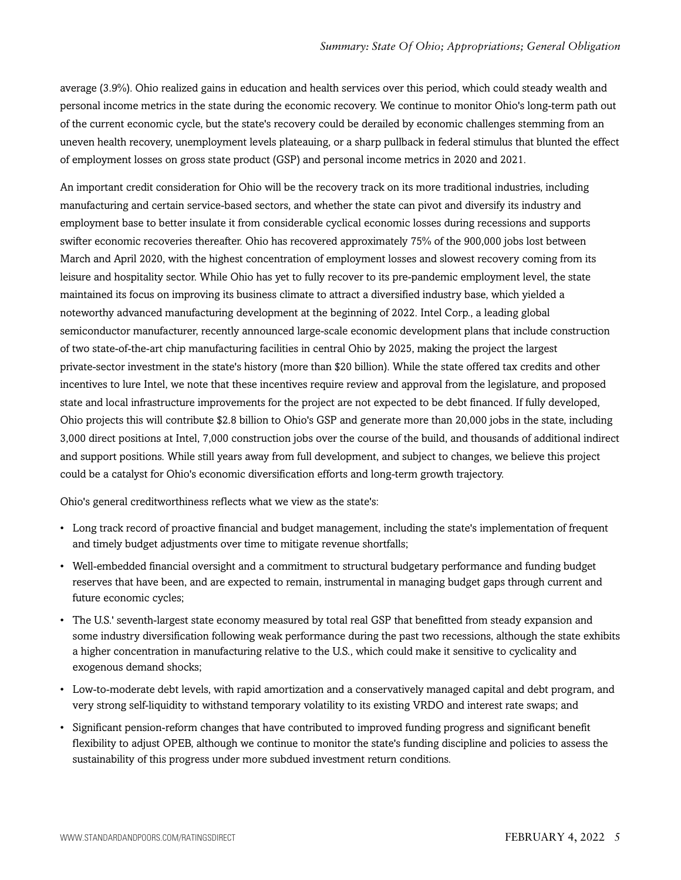average (3.9%). Ohio realized gains in education and health services over this period, which could steady wealth and personal income metrics in the state during the economic recovery. We continue to monitor Ohio's long-term path out of the current economic cycle, but the state's recovery could be derailed by economic challenges stemming from an uneven health recovery, unemployment levels plateauing, or a sharp pullback in federal stimulus that blunted the effect of employment losses on gross state product (GSP) and personal income metrics in 2020 and 2021.

An important credit consideration for Ohio will be the recovery track on its more traditional industries, including manufacturing and certain service-based sectors, and whether the state can pivot and diversify its industry and employment base to better insulate it from considerable cyclical economic losses during recessions and supports swifter economic recoveries thereafter. Ohio has recovered approximately 75% of the 900,000 jobs lost between March and April 2020, with the highest concentration of employment losses and slowest recovery coming from its leisure and hospitality sector. While Ohio has yet to fully recover to its pre-pandemic employment level, the state maintained its focus on improving its business climate to attract a diversified industry base, which yielded a noteworthy advanced manufacturing development at the beginning of 2022. Intel Corp., a leading global semiconductor manufacturer, recently announced large-scale economic development plans that include construction of two state-of-the-art chip manufacturing facilities in central Ohio by 2025, making the project the largest private-sector investment in the state's history (more than $20 billion). While the state offered tax credits and other incentives to lure Intel, we note that these incentives require review and approval from the legislature, and proposed state and local infrastructure improvements for the project are not expected to be debt financed. If fully developed, Ohio projects this will contribute $2.8 billion to Ohio's GSP and generate more than 20,000 jobs in the state, including 3,000 direct positions at Intel, 7,000 construction jobs over the course of the build, and thousands of additional indirect and support positions. While still years away from full development, and subject to changes, we believe this project could be a catalyst for Ohio's economic diversification efforts and long-term growth trajectory.

Ohio's general creditworthiness reflects what we view as the state's:

- Long track record of proactive financial and budget management, including the state's implementation of frequent and timely budget adjustments over time to mitigate revenue shortfalls;
- Well-embedded financial oversight and a commitment to structural budgetary performance and funding budget reserves that have been, and are expected to remain, instrumental in managing budget gaps through current and future economic cycles;
- The U.S.' seventh-largest state economy measured by total real GSP that benefitted from steady expansion and some industry diversification following weak performance during the past two recessions, although the state exhibits a higher concentration in manufacturing relative to the U.S., which could make it sensitive to cyclicality and exogenous demand shocks;
- Low-to-moderate debt levels, with rapid amortization and a conservatively managed capital and debt program, and very strong self-liquidity to withstand temporary volatility to its existing VRDO and interest rate swaps; and
- Significant pension-reform changes that have contributed to improved funding progress and significant benefit flexibility to adjust OPEB, although we continue to monitor the state's funding discipline and policies to assess the sustainability of this progress under more subdued investment return conditions.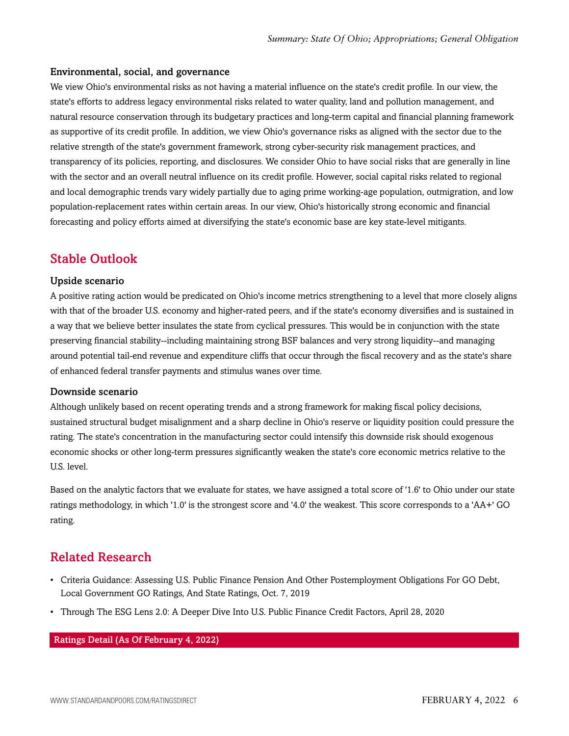### Environmental, social, and governance

We view Ohio's environmental risks as not having a material influence on the state's credit profile. In our view, the state's efforts to address legacy environmental risks related to water quality, land and pollution management, and natural resource conservation through its budgetary practices and long-term capital and financial planning framework as supportive of its credit profile. In addition, we view Ohio's governance risks as aligned with the sector due to the relative strength of the state's government framework, strong cyber-security risk management practices, and transparency of its policies, reporting, and disclosures. We consider Ohio to have social risks that are generally in line with the sector and an overall neutral influence on its credit profile. However, social capital risks related to regional and local demographic trends vary widely partially due to aging prime working-age population, outmigration, and low population-replacement rates within certain areas. In our view, Ohio's historically strong economic and financial forecasting and policy efforts aimed at diversifying the state's economic base are key state-level mitigants.

## Stable Outlook

### Upside scenario

A positive rating action would be predicated on Ohio's income metrics strengthening to a level that more closely aligns with that of the broader U.S. economy and higher-rated peers, and if the state's economy diversifies and is sustained in a way that we believe better insulates the state from cyclical pressures. This would be in conjunction with the state preserving financial stability--including maintaining strong BSF balances and very strong liquidity--and managing around potential tail-end revenue and expenditure cliffs that occur through the fiscal recovery and as the state's share of enhanced federal transfer payments and stimulus wanes over time.

### Downside scenario

Although unlikely based on recent operating trends and a strong framework for making fiscal policy decisions, sustained structural budget misalignment and a sharp decline in Ohio's reserve or liquidity position could pressure the rating. The state's concentration in the manufacturing sector could intensify this downside risk should exogenous economic shocks or other long-term pressures significantly weaken the state's core economic metrics relative to the U.S. level.

Based on the analytic factors that we evaluate for states, we have assigned a total score of '1.6' to Ohio under our state ratings methodology, in which '1.0' is the strongest score and '4.0' the weakest. This score corresponds to a 'AA+' GO rating.

## Related Research

- Criteria Guidance: Assessing U.S. Public Finance Pension And Other Postemployment Obligations For GO Debt, Local Government GO Ratings, And State Ratings, Oct. 7, 2019
- Through The ESG Lens 2.0: A Deeper Dive Into U.S. Public Finance Credit Factors, April 28, 2020

| Ratings Detail (As Of February 4, 2022) |
| --- |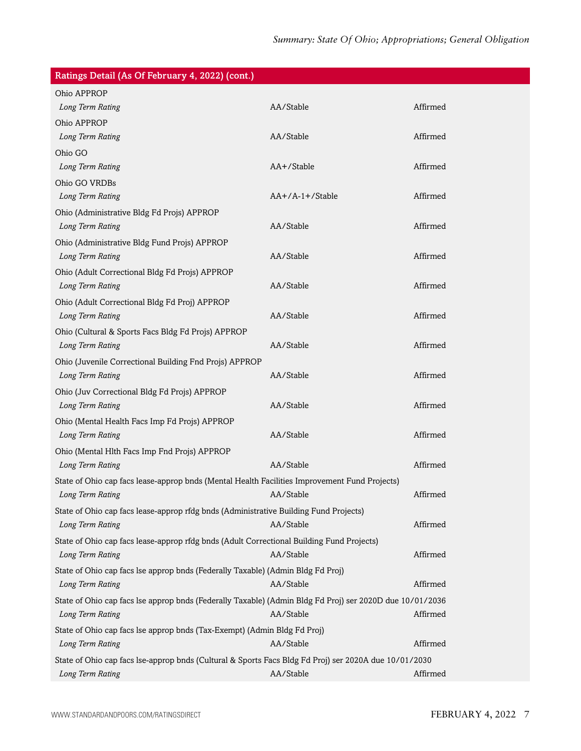| Ratings Detail (As Of February 4, 2022) (cont.) | | |
|---|---|---|
| Ohio APPROP | | |
| *Long Term Rating* | AA/Stable | Affirmed |
| Ohio APPROP | | |
| *Long Term Rating* | AA/Stable | Affirmed |
| Ohio GO | | |
| *Long Term Rating* | AA+/Stable | Affirmed |
| Ohio GO VRDBs | | |
| *Long Term Rating* | AA+/A-1+/Stable | Affirmed |
| Ohio (Administrative Bldg Fd Projs) APPROP | | |
| *Long Term Rating* | AA/Stable | Affirmed |
| Ohio (Administrative Bldg Fund Projs) APPROP | | |
| *Long Term Rating* | AA/Stable | Affirmed |
| Ohio (Adult Correctional Bldg Fd Projs) APPROP | | |
| *Long Term Rating* | AA/Stable | Affirmed |
| Ohio (Adult Correctional Bldg Fd Proj) APPROP | | |
| *Long Term Rating* | AA/Stable | Affirmed |
| Ohio (Cultural & Sports Facs Bldg Fd Projs) APPROP | | |
| *Long Term Rating* | AA/Stable | Affirmed |
| Ohio (Juvenile Correctional Building Fnd Projs) APPROP | | |
| *Long Term Rating* | AA/Stable | Affirmed |
| Ohio (Juv Correctional Bldg Fd Projs) APPROP | | |
| *Long Term Rating* | AA/Stable | Affirmed |
| Ohio (Mental Health Facs Imp Fd Projs) APPROP | | |
| *Long Term Rating* | AA/Stable | Affirmed |
| Ohio (Mental Hlth Facs Imp Fnd Projs) APPROP | | |
| *Long Term Rating* | AA/Stable | Affirmed |
| State of Ohio cap facs lease-approp bnds (Mental Health Facilities Improvement Fund Projects) | | |
| *Long Term Rating* | AA/Stable | Affirmed |
| State of Ohio cap facs lease-approp rfdg bnds (Administrative Building Fund Projects) | | |
| *Long Term Rating* | AA/Stable | Affirmed |
| State of Ohio cap facs lease-approp rfdg bnds (Adult Correctional Building Fund Projects) | | |
| *Long Term Rating* | AA/Stable | Affirmed |
| State of Ohio cap facs lse approp bnds (Federally Taxable) (Admin Bldg Fd Proj) | | |
| *Long Term Rating* | AA/Stable | Affirmed |
| State of Ohio cap facs lse approp bnds (Federally Taxable) (Admin Bldg Fd Proj) ser 2020D due 10/01/2036 | | |
| *Long Term Rating* | AA/Stable | Affirmed |
| State of Ohio cap facs lse approp bnds (Tax-Exempt) (Admin Bldg Fd Proj) | | |
| *Long Term Rating* | AA/Stable | Affirmed |
| State of Ohio cap facs lse-approp bnds (Cultural & Sports Facs Bldg Fd Proj) ser 2020A due 10/01/2030 | | |
| *Long Term Rating* | AA/Stable | Affirmed |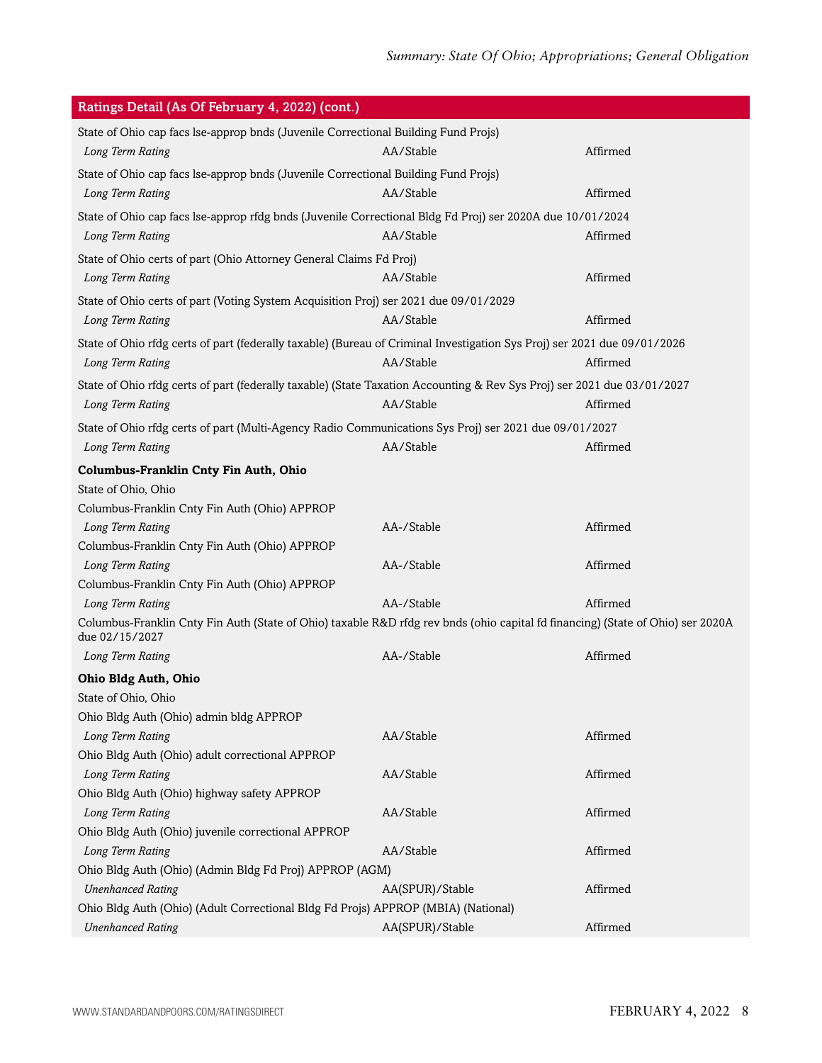| Ratings Detail (As Of February 4, 2022) (cont.) | | |
|---|---|---|
| State of Ohio cap facs lse-approp bnds (Juvenile Correctional Building Fund Projs) | | |
| *Long Term Rating* | AA/Stable | Affirmed |
| State of Ohio cap facs lse-approp bnds (Juvenile Correctional Building Fund Projs) | | |
| *Long Term Rating* | AA/Stable | Affirmed |
| State of Ohio cap facs lse-approp rfdg bnds (Juvenile Correctional Bldg Fd Proj) ser 2020A due 10/01/2024 | | |
| *Long Term Rating* | AA/Stable | Affirmed |
| State of Ohio certs of part (Ohio Attorney General Claims Fd Proj) | | |
| *Long Term Rating* | AA/Stable | Affirmed |
| State of Ohio certs of part (Voting System Acquisition Proj) ser 2021 due 09/01/2029 | | |
| *Long Term Rating* | AA/Stable | Affirmed |
| State of Ohio rfdg certs of part (federally taxable) (Bureau of Criminal Investigation Sys Proj) ser 2021 due 09/01/2026 | | |
| *Long Term Rating* | AA/Stable | Affirmed |
| State of Ohio rfdg certs of part (federally taxable) (State Taxation Accounting & Rev Sys Proj) ser 2021 due 03/01/2027 | | |
| *Long Term Rating* | AA/Stable | Affirmed |
| State of Ohio rfdg certs of part (Multi-Agency Radio Communications Sys Proj) ser 2021 due 09/01/2027 | | |
| *Long Term Rating* | AA/Stable | Affirmed |
| **Columbus-Franklin Cnty Fin Auth, Ohio** | | |
| State of Ohio, Ohio | | |
| Columbus-Franklin Cnty Fin Auth (Ohio) APPROP | | |
| *Long Term Rating* | AA-/Stable | Affirmed |
| Columbus-Franklin Cnty Fin Auth (Ohio) APPROP | | |
| *Long Term Rating* | AA-/Stable | Affirmed |
| Columbus-Franklin Cnty Fin Auth (Ohio) APPROP | | |
| *Long Term Rating* | AA-/Stable | Affirmed |
| Columbus-Franklin Cnty Fin Auth (State of Ohio) taxable R&D rfdg rev bnds (ohio capital fd financing) (State of Ohio) ser 2020A due 02/15/2027 | | |
| *Long Term Rating* | AA-/Stable | Affirmed |
| **Ohio Bldg Auth, Ohio** | | |
| State of Ohio, Ohio | | |
| Ohio Bldg Auth (Ohio) admin bldg APPROP | | |
| *Long Term Rating* | AA/Stable | Affirmed |
| Ohio Bldg Auth (Ohio) adult correctional APPROP | | |
| *Long Term Rating* | AA/Stable | Affirmed |
| Ohio Bldg Auth (Ohio) highway safety APPROP | | |
| *Long Term Rating* | AA/Stable | Affirmed |
| Ohio Bldg Auth (Ohio) juvenile correctional APPROP | | |
| *Long Term Rating* | AA/Stable | Affirmed |
| Ohio Bldg Auth (Ohio) (Admin Bldg Fd Proj) APPROP (AGM) | | |
| *Unenhanced Rating* | AA(SPUR)/Stable | Affirmed |
| Ohio Bldg Auth (Ohio) (Adult Correctional Bldg Fd Projs) APPROP (MBIA) (National) | | |
| *Unenhanced Rating* | AA(SPUR)/Stable | Affirmed |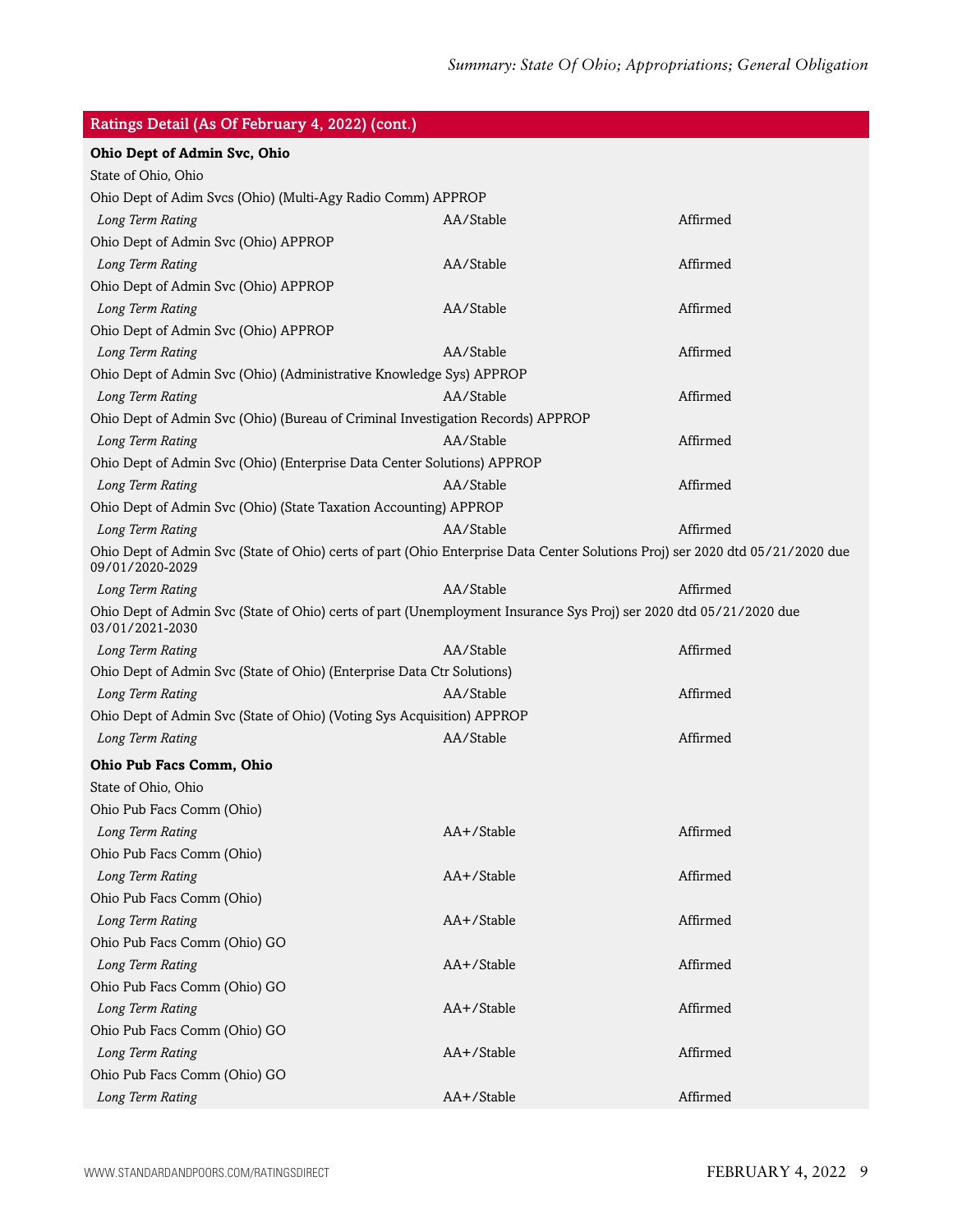| Ratings Detail (As Of February 4, 2022) (cont.) | | |
|---|---|---|
| **Ohio Dept of Admin Svc, Ohio** | | |
| State of Ohio, Ohio | | |
| Ohio Dept of Adim Svcs (Ohio) (Multi-Agy Radio Comm) APPROP | | |
| *Long Term Rating* | AA/Stable | Affirmed |
| Ohio Dept of Admin Svc (Ohio) APPROP | | |
| *Long Term Rating* | AA/Stable | Affirmed |
| Ohio Dept of Admin Svc (Ohio) APPROP | | |
| *Long Term Rating* | AA/Stable | Affirmed |
| Ohio Dept of Admin Svc (Ohio) APPROP | | |
| *Long Term Rating* | AA/Stable | Affirmed |
| Ohio Dept of Admin Svc (Ohio) (Administrative Knowledge Sys) APPROP | | |
| *Long Term Rating* | AA/Stable | Affirmed |
| Ohio Dept of Admin Svc (Ohio) (Bureau of Criminal Investigation Records) APPROP | | |
| *Long Term Rating* | AA/Stable | Affirmed |
| Ohio Dept of Admin Svc (Ohio) (Enterprise Data Center Solutions) APPROP | | |
| *Long Term Rating* | AA/Stable | Affirmed |
| Ohio Dept of Admin Svc (Ohio) (State Taxation Accounting) APPROP | | |
| *Long Term Rating* | AA/Stable | Affirmed |
| Ohio Dept of Admin Svc (State of Ohio) certs of part (Ohio Enterprise Data Center Solutions Proj) ser 2020 dtd 05/21/2020 due 09/01/2020-2029 | | |
| *Long Term Rating* | AA/Stable | Affirmed |
| Ohio Dept of Admin Svc (State of Ohio) certs of part (Unemployment Insurance Sys Proj) ser 2020 dtd 05/21/2020 due 03/01/2021-2030 | | |
| *Long Term Rating* | AA/Stable | Affirmed |
| Ohio Dept of Admin Svc (State of Ohio) (Enterprise Data Ctr Solutions) | | |
| *Long Term Rating* | AA/Stable | Affirmed |
| Ohio Dept of Admin Svc (State of Ohio) (Voting Sys Acquisition) APPROP | | |
| *Long Term Rating* | AA/Stable | Affirmed |
| **Ohio Pub Facs Comm, Ohio** | | |
| State of Ohio, Ohio | | |
| Ohio Pub Facs Comm (Ohio) | | |
| *Long Term Rating* | AA+/Stable | Affirmed |
| Ohio Pub Facs Comm (Ohio) | | |
| *Long Term Rating* | AA+/Stable | Affirmed |
| Ohio Pub Facs Comm (Ohio) | | |
| *Long Term Rating* | AA+/Stable | Affirmed |
| Ohio Pub Facs Comm (Ohio) GO | | |
| *Long Term Rating* | AA+/Stable | Affirmed |
| Ohio Pub Facs Comm (Ohio) GO | | |
| *Long Term Rating* | AA+/Stable | Affirmed |
| Ohio Pub Facs Comm (Ohio) GO | | |
| *Long Term Rating* | AA+/Stable | Affirmed |
| Ohio Pub Facs Comm (Ohio) GO | | |
| *Long Term Rating* | AA+/Stable | Affirmed |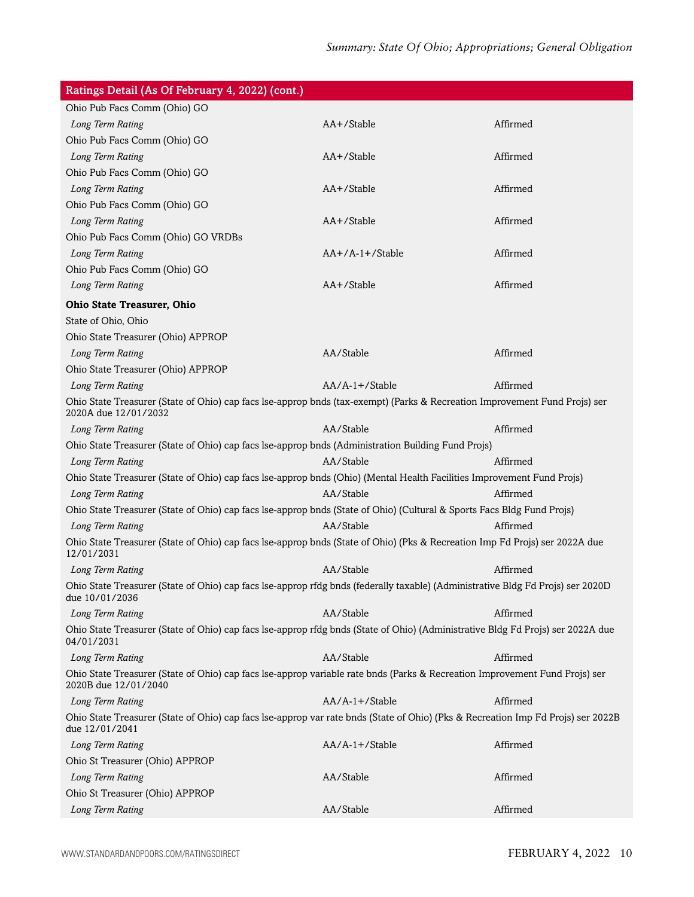| Ratings Detail (As Of February 4, 2022) (cont.) | | |
|---|---|---|
| Ohio Pub Facs Comm (Ohio) GO | | |
| *Long Term Rating* | AA+/Stable | Affirmed |
| Ohio Pub Facs Comm (Ohio) GO | | |
| *Long Term Rating* | AA+/Stable | Affirmed |
| Ohio Pub Facs Comm (Ohio) GO | | |
| *Long Term Rating* | AA+/Stable | Affirmed |
| Ohio Pub Facs Comm (Ohio) GO | | |
| *Long Term Rating* | AA+/Stable | Affirmed |
| Ohio Pub Facs Comm (Ohio) GO VRDBs | | |
| *Long Term Rating* | AA+/A-1+/Stable | Affirmed |
| Ohio Pub Facs Comm (Ohio) GO | | |
| *Long Term Rating* | AA+/Stable | Affirmed |
| **Ohio State Treasurer, Ohio** | | |
| State of Ohio, Ohio | | |
| Ohio State Treasurer (Ohio) APPROP | | |
| *Long Term Rating* | AA/Stable | Affirmed |
| Ohio State Treasurer (Ohio) APPROP | | |
| *Long Term Rating* | AA/A-1+/Stable | Affirmed |
| Ohio State Treasurer (State of Ohio) cap facs lse-approp bnds (tax-exempt) (Parks & Recreation Improvement Fund Projs) ser 2020A due 12/01/2032 | | |
| *Long Term Rating* | AA/Stable | Affirmed |
| Ohio State Treasurer (State of Ohio) cap facs lse-approp bnds (Administration Building Fund Projs) | | |
| *Long Term Rating* | AA/Stable | Affirmed |
| Ohio State Treasurer (State of Ohio) cap facs lse-approp bnds (Ohio) (Mental Health Facilities Improvement Fund Projs) | | |
| *Long Term Rating* | AA/Stable | Affirmed |
| Ohio State Treasurer (State of Ohio) cap facs lse-approp bnds (State of Ohio) (Cultural & Sports Facs Bldg Fund Projs) | | |
| *Long Term Rating* | AA/Stable | Affirmed |
| Ohio State Treasurer (State of Ohio) cap facs lse-approp bnds (State of Ohio) (Pks & Recreation Imp Fd Projs) ser 2022A due 12/01/2031 | | |
| *Long Term Rating* | AA/Stable | Affirmed |
| Ohio State Treasurer (State of Ohio) cap facs lse-approp rfdg bnds (federally taxable) (Administrative Bldg Fd Projs) ser 2020D due 10/01/2036 | | |
| *Long Term Rating* | AA/Stable | Affirmed |
| Ohio State Treasurer (State of Ohio) cap facs lse-approp rfdg bnds (State of Ohio) (Administrative Bldg Fd Projs) ser 2022A due 04/01/2031 | | |
| *Long Term Rating* | AA/Stable | Affirmed |
| Ohio State Treasurer (State of Ohio) cap facs lse-approp variable rate bnds (Parks & Recreation Improvement Fund Projs) ser 2020B due 12/01/2040 | | |
| *Long Term Rating* | AA/A-1+/Stable | Affirmed |
| Ohio State Treasurer (State of Ohio) cap facs lse-approp var rate bnds (State of Ohio) (Pks & Recreation Imp Fd Projs) ser 2022B due 12/01/2041 | | |
| *Long Term Rating* | AA/A-1+/Stable | Affirmed |
| Ohio St Treasurer (Ohio) APPROP | | |
| *Long Term Rating* | AA/Stable | Affirmed |
| Ohio St Treasurer (Ohio) APPROP | | |
| *Long Term Rating* | AA/Stable | Affirmed |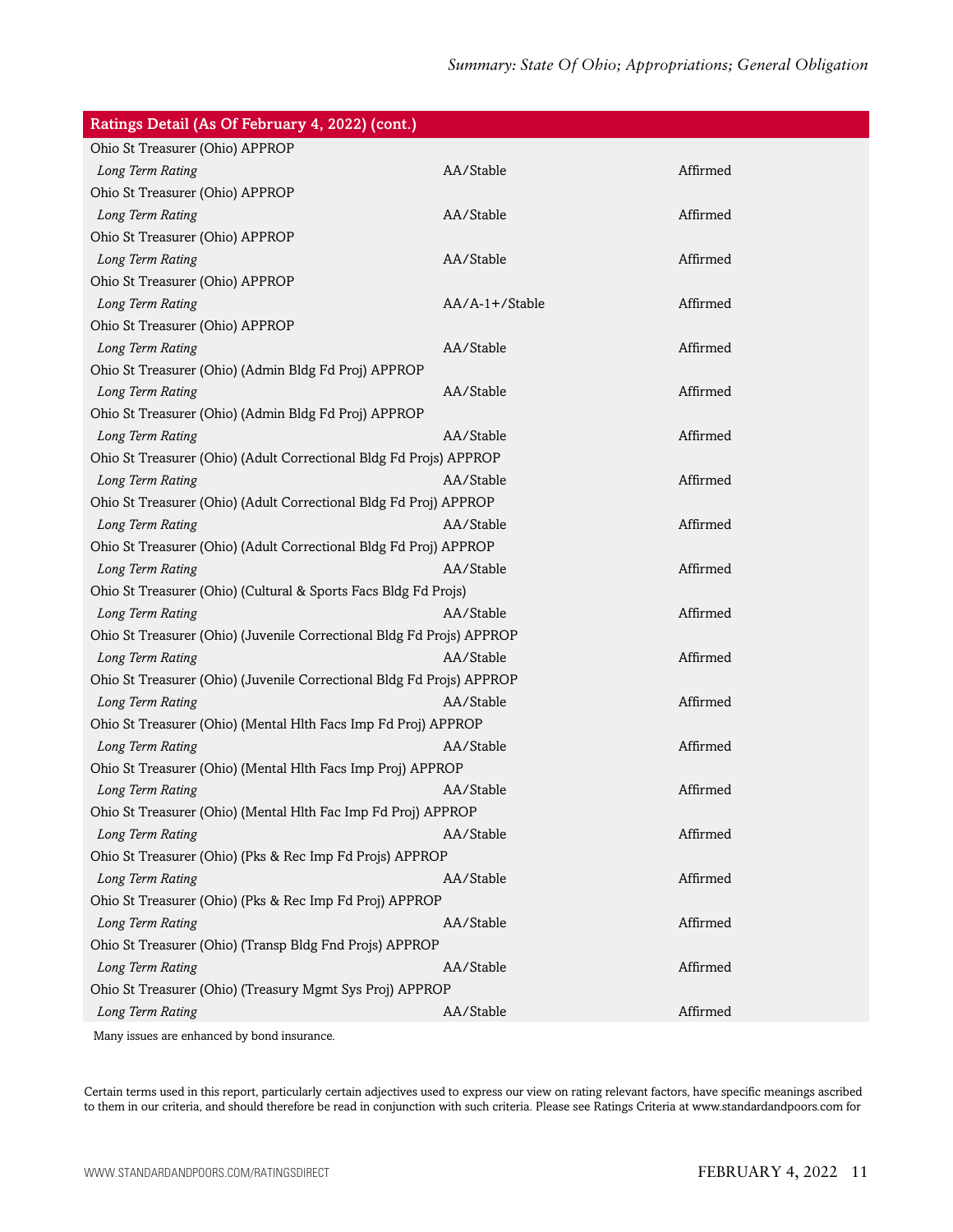| Ratings Detail (As Of February 4, 2022) (cont.) | | |
|---|---|---|
| Ohio St Treasurer (Ohio) APPROP | | |
| *Long Term Rating* | AA/Stable | Affirmed |
| Ohio St Treasurer (Ohio) APPROP | | |
| *Long Term Rating* | AA/Stable | Affirmed |
| Ohio St Treasurer (Ohio) APPROP | | |
| *Long Term Rating* | AA/Stable | Affirmed |
| Ohio St Treasurer (Ohio) APPROP | | |
| *Long Term Rating* | AA/A-1+/Stable | Affirmed |
| Ohio St Treasurer (Ohio) APPROP | | |
| *Long Term Rating* | AA/Stable | Affirmed |
| Ohio St Treasurer (Ohio) (Admin Bldg Fd Proj) APPROP | | |
| *Long Term Rating* | AA/Stable | Affirmed |
| Ohio St Treasurer (Ohio) (Admin Bldg Fd Proj) APPROP | | |
| *Long Term Rating* | AA/Stable | Affirmed |
| Ohio St Treasurer (Ohio) (Adult Correctional Bldg Fd Projs) APPROP | | |
| *Long Term Rating* | AA/Stable | Affirmed |
| Ohio St Treasurer (Ohio) (Adult Correctional Bldg Fd Proj) APPROP | | |
| *Long Term Rating* | AA/Stable | Affirmed |
| Ohio St Treasurer (Ohio) (Adult Correctional Bldg Fd Proj) APPROP | | |
| *Long Term Rating* | AA/Stable | Affirmed |
| Ohio St Treasurer (Ohio) (Cultural & Sports Facs Bldg Fd Projs) | | |
| *Long Term Rating* | AA/Stable | Affirmed |
| Ohio St Treasurer (Ohio) (Juvenile Correctional Bldg Fd Projs) APPROP | | |
| *Long Term Rating* | AA/Stable | Affirmed |
| Ohio St Treasurer (Ohio) (Juvenile Correctional Bldg Fd Projs) APPROP | | |
| *Long Term Rating* | AA/Stable | Affirmed |
| Ohio St Treasurer (Ohio) (Mental Hlth Facs Imp Fd Proj) APPROP | | |
| *Long Term Rating* | AA/Stable | Affirmed |
| Ohio St Treasurer (Ohio) (Mental Hlth Facs Imp Proj) APPROP | | |
| *Long Term Rating* | AA/Stable | Affirmed |
| Ohio St Treasurer (Ohio) (Mental Hlth Fac Imp Fd Proj) APPROP | | |
| *Long Term Rating* | AA/Stable | Affirmed |
| Ohio St Treasurer (Ohio) (Pks & Rec Imp Fd Projs) APPROP | | |
| *Long Term Rating* | AA/Stable | Affirmed |
| Ohio St Treasurer (Ohio) (Pks & Rec Imp Fd Proj) APPROP | | |
| *Long Term Rating* | AA/Stable | Affirmed |
| Ohio St Treasurer (Ohio) (Transp Bldg Fnd Projs) APPROP | | |
| *Long Term Rating* | AA/Stable | Affirmed |
| Ohio St Treasurer (Ohio) (Treasury Mgmt Sys Proj) APPROP | | |
| *Long Term Rating* | AA/Stable | Affirmed |

Many issues are enhanced by bond insurance.

Certain terms used in this report, particularly certain adjectives used to express our view on rating relevant factors, have specific meanings ascribed to them in our criteria, and should therefore be read in conjunction with such criteria. Please see Ratings Criteria at www.standardandpoors.com for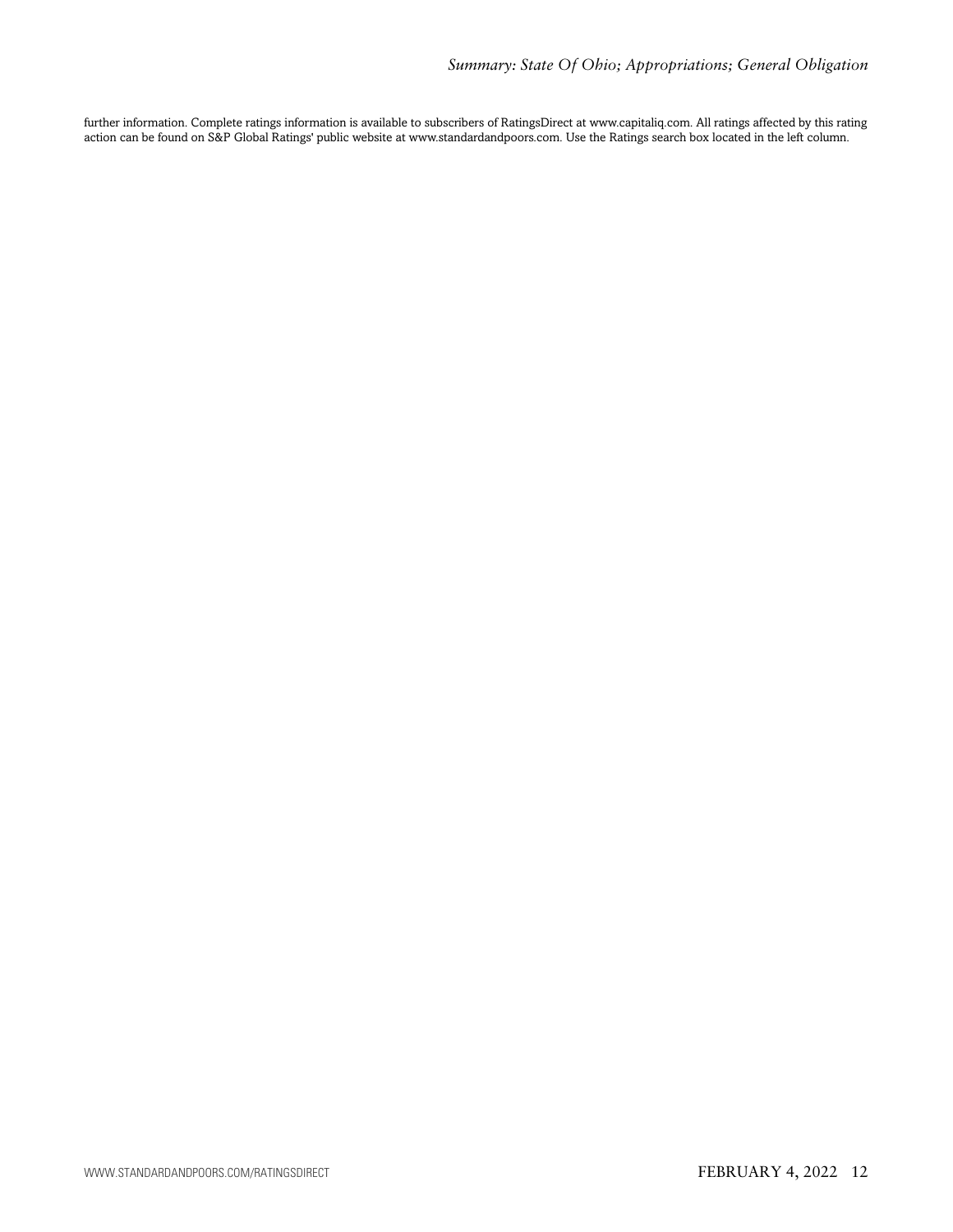further information. Complete ratings information is available to subscribers of RatingsDirect at www.capitaliq.com. All ratings affected by this rating action can be found on S&P Global Ratings' public website at www.standardandpoors.com. Use the Ratings search box located in the left column.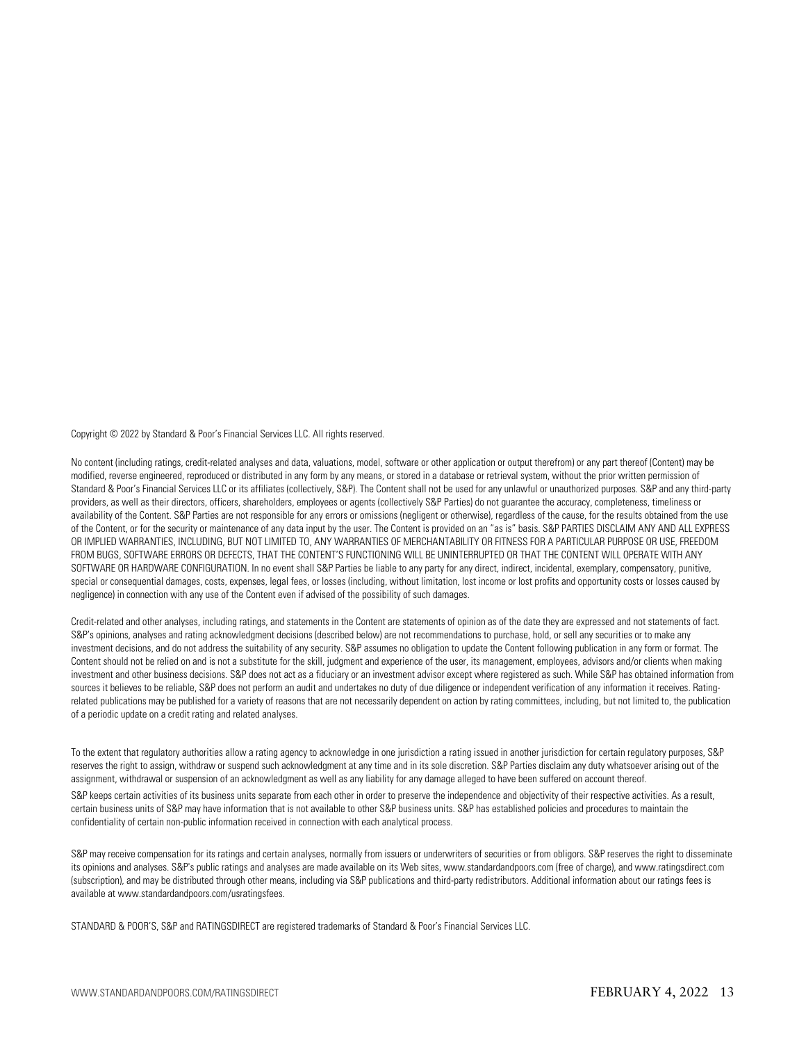Copyright © 2022 by Standard & Poor's Financial Services LLC. All rights reserved.

No content (including ratings, credit-related analyses and data, valuations, model, software or other application or output therefrom) or any part thereof (Content) may be modified, reverse engineered, reproduced or distributed in any form by any means, or stored in a database or retrieval system, without the prior written permission of Standard & Poor's Financial Services LLC or its affiliates (collectively, S&P). The Content shall not be used for any unlawful or unauthorized purposes. S&P and any third-party providers, as well as their directors, officers, shareholders, employees or agents (collectively S&P Parties) do not guarantee the accuracy, completeness, timeliness or availability of the Content. S&P Parties are not responsible for any errors or omissions (negligent or otherwise), regardless of the cause, for the results obtained from the use of the Content, or for the security or maintenance of any data input by the user. The Content is provided on an "as is" basis. S&P PARTIES DISCLAIM ANY AND ALL EXPRESS OR IMPLIED WARRANTIES, INCLUDING, BUT NOT LIMITED TO, ANY WARRANTIES OF MERCHANTABILITY OR FITNESS FOR A PARTICULAR PURPOSE OR USE, FREEDOM FROM BUGS, SOFTWARE ERRORS OR DEFECTS, THAT THE CONTENT'S FUNCTIONING WILL BE UNINTERRUPTED OR THAT THE CONTENT WILL OPERATE WITH ANY SOFTWARE OR HARDWARE CONFIGURATION. In no event shall S&P Parties be liable to any party for any direct, indirect, incidental, exemplary, compensatory, punitive, special or consequential damages, costs, expenses, legal fees, or losses (including, without limitation, lost income or lost profits and opportunity costs or losses caused by negligence) in connection with any use of the Content even if advised of the possibility of such damages.

Credit-related and other analyses, including ratings, and statements in the Content are statements of opinion as of the date they are expressed and not statements of fact. S&P's opinions, analyses and rating acknowledgment decisions (described below) are not recommendations to purchase, hold, or sell any securities or to make any investment decisions, and do not address the suitability of any security. S&P assumes no obligation to update the Content following publication in any form or format. The Content should not be relied on and is not a substitute for the skill, judgment and experience of the user, its management, employees, advisors and/or clients when making investment and other business decisions. S&P does not act as a fiduciary or an investment advisor except where registered as such. While S&P has obtained information from sources it believes to be reliable, S&P does not perform an audit and undertakes no duty of due diligence or independent verification of any information it receives. Rating-related publications may be published for a variety of reasons that are not necessarily dependent on action by rating committees, including, but not limited to, the publication of a periodic update on a credit rating and related analyses.

To the extent that regulatory authorities allow a rating agency to acknowledge in one jurisdiction a rating issued in another jurisdiction for certain regulatory purposes, S&P reserves the right to assign, withdraw or suspend such acknowledgment at any time and in its sole discretion. S&P Parties disclaim any duty whatsoever arising out of the assignment, withdrawal or suspension of an acknowledgment as well as any liability for any damage alleged to have been suffered on account thereof.

S&P keeps certain activities of its business units separate from each other in order to preserve the independence and objectivity of their respective activities. As a result, certain business units of S&P may have information that is not available to other S&P business units. S&P has established policies and procedures to maintain the confidentiality of certain non-public information received in connection with each analytical process.

S&P may receive compensation for its ratings and certain analyses, normally from issuers or underwriters of securities or from obligors. S&P reserves the right to disseminate its opinions and analyses. S&P's public ratings and analyses are made available on its Web sites, www.standardandpoors.com (free of charge), and www.ratingsdirect.com (subscription), and may be distributed through other means, including via S&P publications and third-party redistributors. Additional information about our ratings fees is available at www.standardandpoors.com/usratingsfees.

STANDARD & POOR'S, S&P and RATINGSDIRECT are registered trademarks of Standard & Poor's Financial Services LLC.